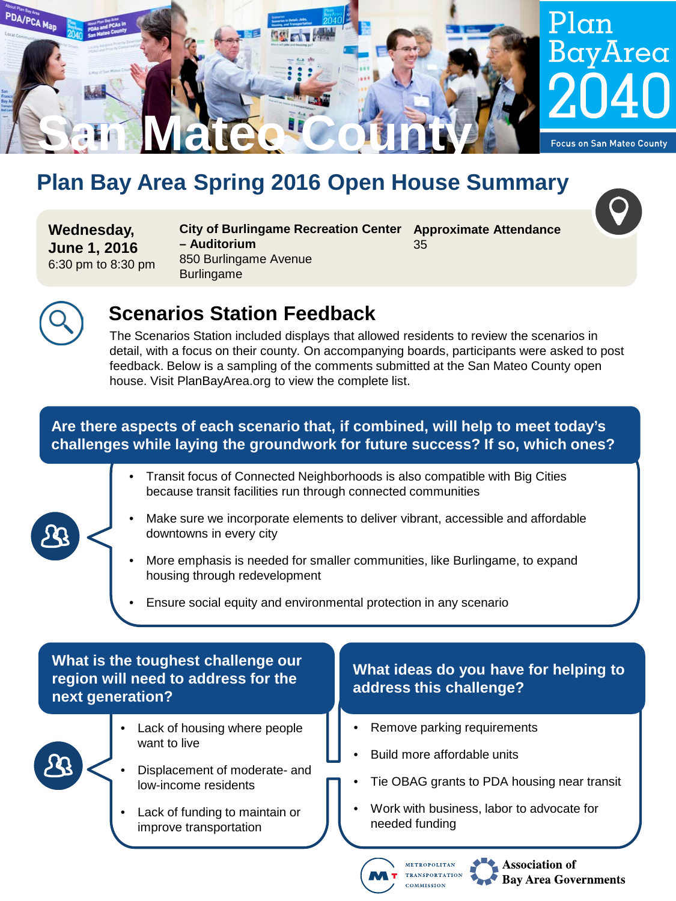# San Mateo County

Plan Bay Area 2040

Focus on San Mateo County

## Plan Bay Area Spring 2016 Open House Summary

**Wednesday, June 1, 2016**
6:30 pm to 8:30 pm

**City of Burlingame Recreation Center – Auditorium**
850 Burlingame Avenue
Burlingame

**Approximate Attendance**
35

### Scenarios Station Feedback

The Scenarios Station included displays that allowed residents to review the scenarios in detail, with a focus on their county. On accompanying boards, participants were asked to post feedback. Below is a sampling of the comments submitted at the San Mateo County open house. Visit PlanBayArea.org to view the complete list.

#### Are there aspects of each scenario that, if combined, will help to meet today's challenges while laying the groundwork for future success? If so, which ones?

- Transit focus of Connected Neighborhoods is also compatible with Big Cities because transit facilities run through connected communities
- Make sure we incorporate elements to deliver vibrant, accessible and affordable downtowns in every city
- More emphasis is needed for smaller communities, like Burlingame, to expand housing through redevelopment
- Ensure social equity and environmental protection in any scenario

#### What is the toughest challenge our region will need to address for the next generation?

- Lack of housing where people want to live
- Displacement of moderate- and low-income residents
- Lack of funding to maintain or improve transportation

#### What ideas do you have for helping to address this challenge?

- Remove parking requirements
- Build more affordable units
- Tie OBAG grants to PDA housing near transit
- Work with business, labor to advocate for needed funding

Metropolitan Transportation Commission

Association of Bay Area Governments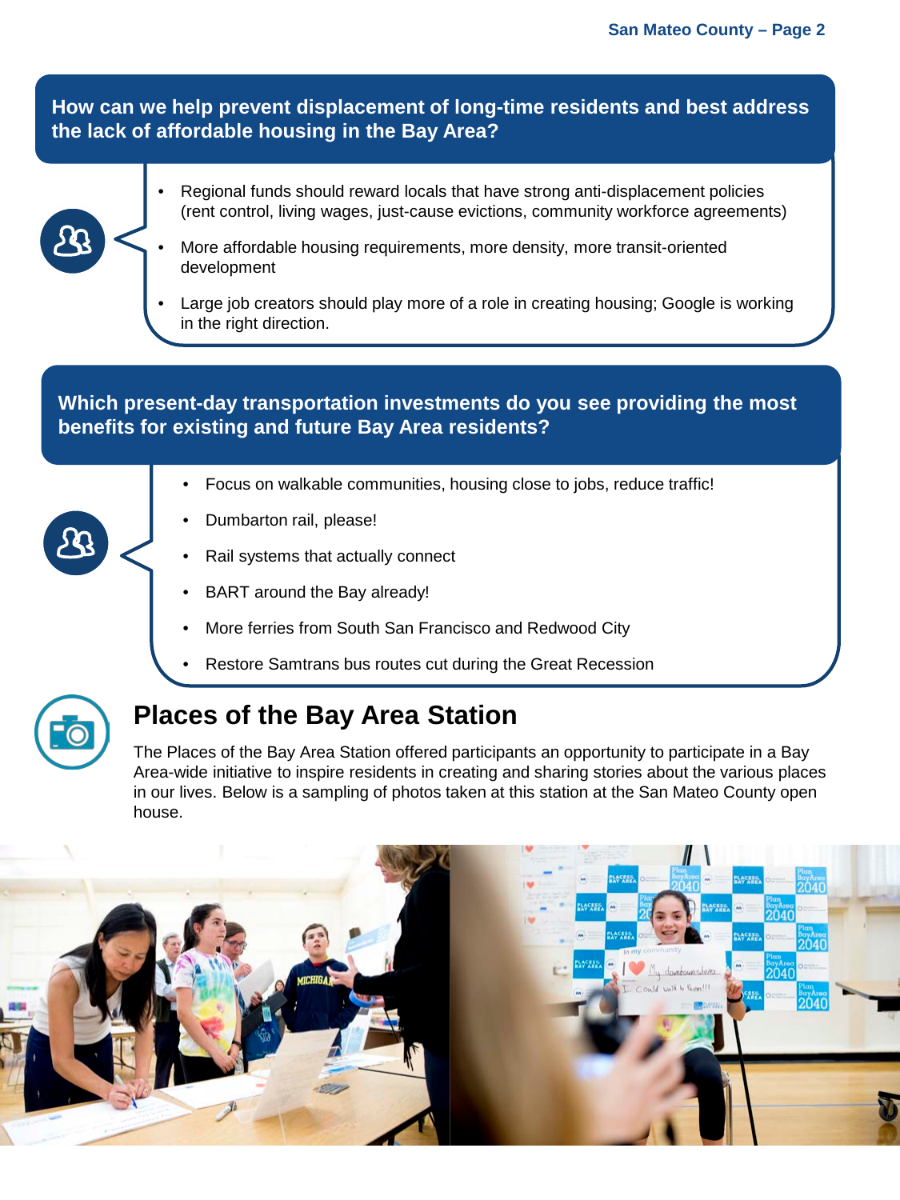## How can we help prevent displacement of long-time residents and best address the lack of affordable housing in the Bay Area?

- Regional funds should reward locals that have strong anti-displacement policies (rent control, living wages, just-cause evictions, community workforce agreements)
- More affordable housing requirements, more density, more transit-oriented development
- Large job creators should play more of a role in creating housing; Google is working in the right direction.

## Which present-day transportation investments do you see providing the most benefits for existing and future Bay Area residents?

- Focus on walkable communities, housing close to jobs, reduce traffic!
- Dumbarton rail, please!
- Rail systems that actually connect
- BART around the Bay already!
- More ferries from South San Francisco and Redwood City
- Restore Samtrans bus routes cut during the Great Recession

## Places of the Bay Area Station

The Places of the Bay Area Station offered participants an opportunity to participate in a Bay Area-wide initiative to inspire residents in creating and sharing stories about the various places in our lives. Below is a sampling of photos taken at this station at the San Mateo County open house.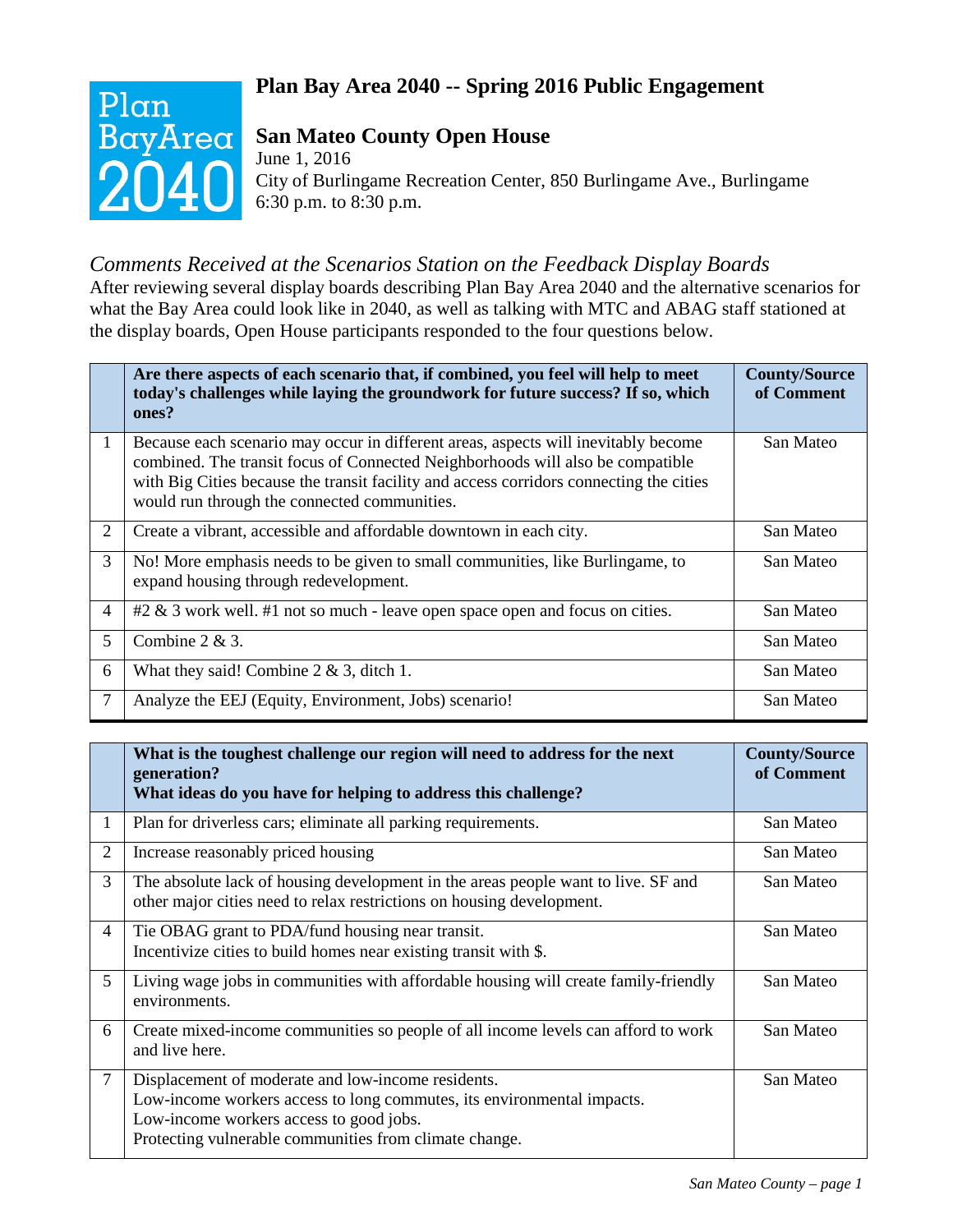# Plan Bay Area 2040 -- Spring 2016 Public Engagement

## San Mateo County Open House

June 1, 2016
City of Burlingame Recreation Center, 850 Burlingame Ave., Burlingame
6:30 p.m. to 8:30 p.m.

## *Comments Received at the Scenarios Station on the Feedback Display Boards*

After reviewing several display boards describing Plan Bay Area 2040 and the alternative scenarios for what the Bay Area could look like in 2040, as well as talking with MTC and ABAG staff stationed at the display boards, Open House participants responded to the four questions below.

| | **Are there aspects of each scenario that, if combined, you feel will help to meet today's challenges while laying the groundwork for future success? If so, which ones?** | **County/Source of Comment** |
|---|---|---|
| 1 | Because each scenario may occur in different areas, aspects will inevitably become combined. The transit focus of Connected Neighborhoods will also be compatible with Big Cities because the transit facility and access corridors connecting the cities would run through the connected communities. | San Mateo |
| 2 | Create a vibrant, accessible and affordable downtown in each city. | San Mateo |
| 3 | No! More emphasis needs to be given to small communities, like Burlingame, to expand housing through redevelopment. | San Mateo |
| 4 | #2 & 3 work well. #1 not so much - leave open space open and focus on cities. | San Mateo |
| 5 | Combine 2 & 3. | San Mateo |
| 6 | What they said! Combine 2 & 3, ditch 1. | San Mateo |
| 7 | Analyze the EEJ (Equity, Environment, Jobs) scenario! | San Mateo |

| | **What is the toughest challenge our region will need to address for the next generation? What ideas do you have for helping to address this challenge?** | **County/Source of Comment** |
|---|---|---|
| 1 | Plan for driverless cars; eliminate all parking requirements. | San Mateo |
| 2 | Increase reasonably priced housing | San Mateo |
| 3 | The absolute lack of housing development in the areas people want to live. SF and other major cities need to relax restrictions on housing development. | San Mateo |
| 4 | Tie OBAG grant to PDA/fund housing near transit. Incentivize cities to build homes near existing transit with $. | San Mateo |
| 5 | Living wage jobs in communities with affordable housing will create family-friendly environments. | San Mateo |
| 6 | Create mixed-income communities so people of all income levels can afford to work and live here. | San Mateo |
| 7 | Displacement of moderate and low-income residents. Low-income workers access to long commutes, its environmental impacts. Low-income workers access to good jobs. Protecting vulnerable communities from climate change. | San Mateo |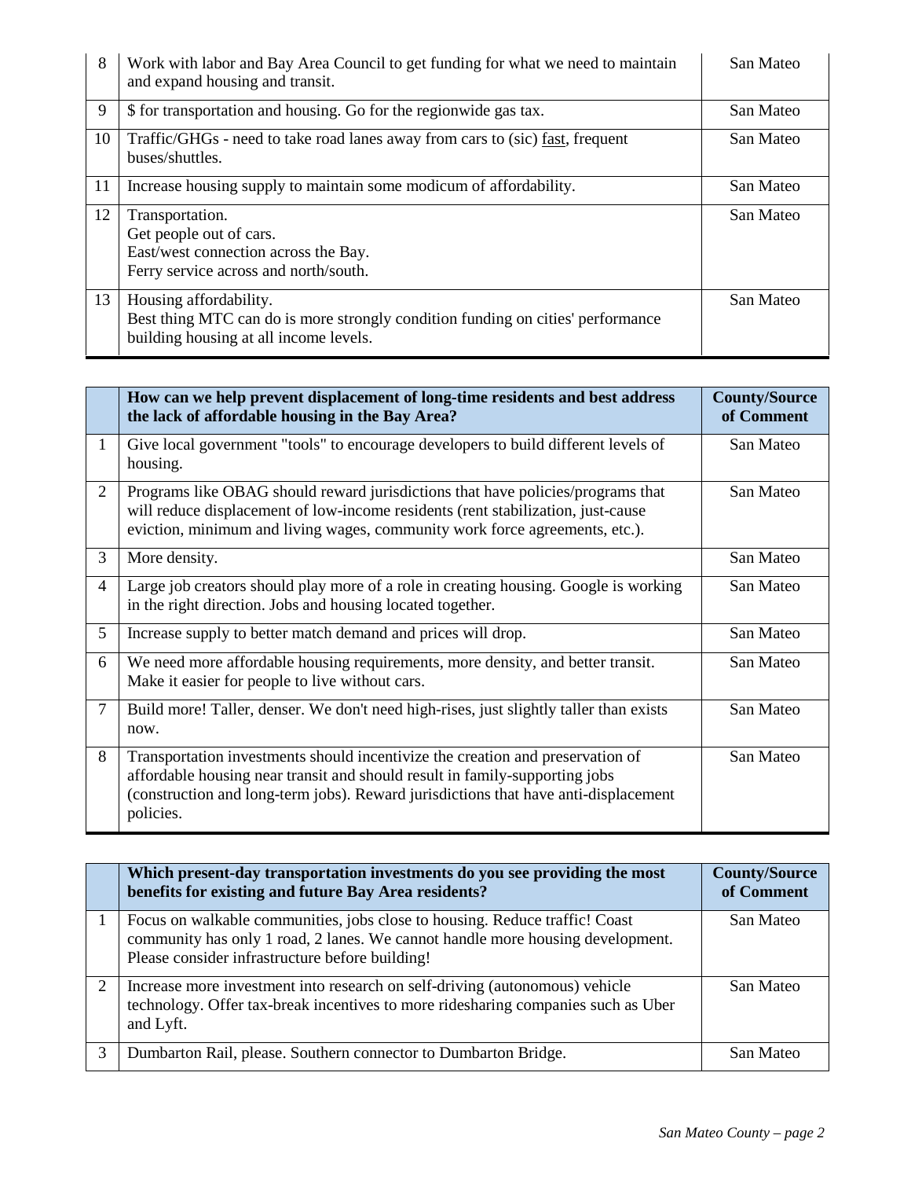| | | |
|---|---|---|
| 8 | Work with labor and Bay Area Council to get funding for what we need to maintain and expand housing and transit. | San Mateo |
| 9 | $ for transportation and housing. Go for the regionwide gas tax. | San Mateo |
| 10 | Traffic/GHGs - need to take road lanes away from cars to (sic) fast, frequent buses/shuttles. | San Mateo |
| 11 | Increase housing supply to maintain some modicum of affordability. | San Mateo |
| 12 | Transportation.<br>Get people out of cars.<br>East/west connection across the Bay.<br>Ferry service across and north/south. | San Mateo |
| 13 | Housing affordability.<br>Best thing MTC can do is more strongly condition funding on cities' performance building housing at all income levels. | San Mateo |

| | **How can we help prevent displacement of long-time residents and best address the lack of affordable housing in the Bay Area?** | **County/Source of Comment** |
|---|---|---|
| 1 | Give local government "tools" to encourage developers to build different levels of housing. | San Mateo |
| 2 | Programs like OBAG should reward jurisdictions that have policies/programs that will reduce displacement of low-income residents (rent stabilization, just-cause eviction, minimum and living wages, community work force agreements, etc.). | San Mateo |
| 3 | More density. | San Mateo |
| 4 | Large job creators should play more of a role in creating housing. Google is working in the right direction. Jobs and housing located together. | San Mateo |
| 5 | Increase supply to better match demand and prices will drop. | San Mateo |
| 6 | We need more affordable housing requirements, more density, and better transit. Make it easier for people to live without cars. | San Mateo |
| 7 | Build more! Taller, denser. We don't need high-rises, just slightly taller than exists now. | San Mateo |
| 8 | Transportation investments should incentivize the creation and preservation of affordable housing near transit and should result in family-supporting jobs (construction and long-term jobs). Reward jurisdictions that have anti-displacement policies. | San Mateo |

| | **Which present-day transportation investments do you see providing the most benefits for existing and future Bay Area residents?** | **County/Source of Comment** |
|---|---|---|
| 1 | Focus on walkable communities, jobs close to housing. Reduce traffic! Coast community has only 1 road, 2 lanes. We cannot handle more housing development. Please consider infrastructure before building! | San Mateo |
| 2 | Increase more investment into research on self-driving (autonomous) vehicle technology. Offer tax-break incentives to more ridesharing companies such as Uber and Lyft. | San Mateo |
| 3 | Dumbarton Rail, please. Southern connector to Dumbarton Bridge. | San Mateo |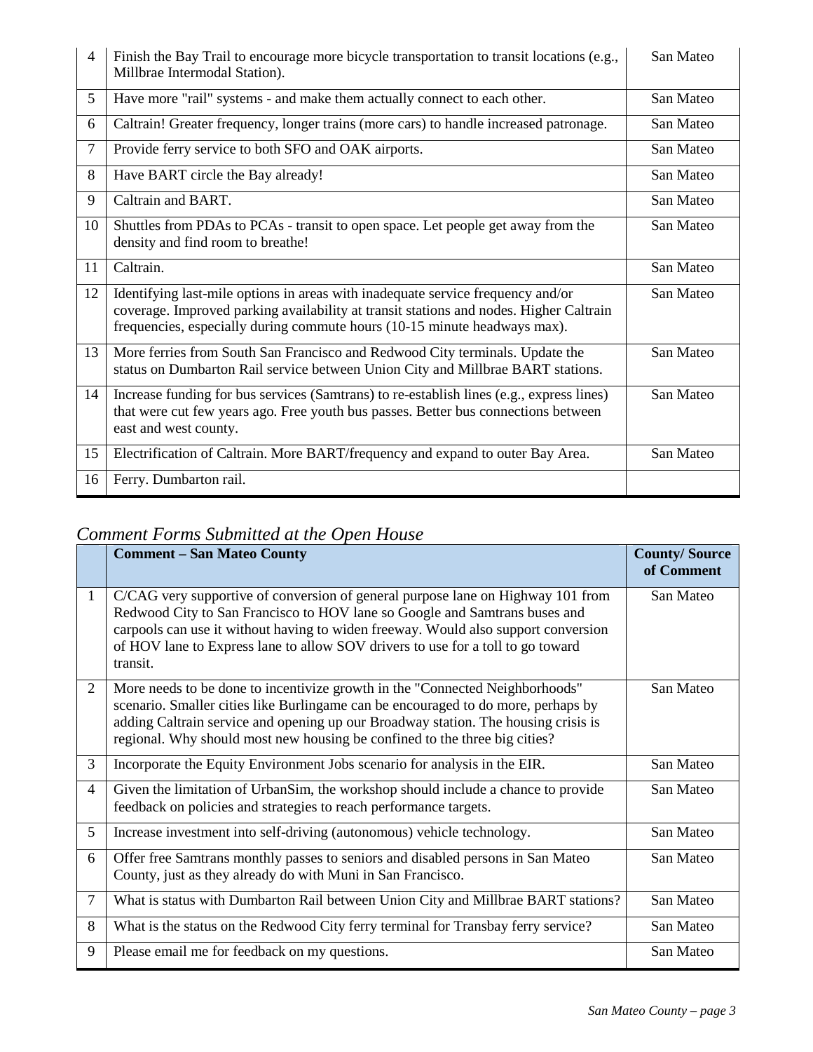| | | |
|---|---|---|
| 4 | Finish the Bay Trail to encourage more bicycle transportation to transit locations (e.g., Millbrae Intermodal Station). | San Mateo |
| 5 | Have more "rail" systems - and make them actually connect to each other. | San Mateo |
| 6 | Caltrain! Greater frequency, longer trains (more cars) to handle increased patronage. | San Mateo |
| 7 | Provide ferry service to both SFO and OAK airports. | San Mateo |
| 8 | Have BART circle the Bay already! | San Mateo |
| 9 | Caltrain and BART. | San Mateo |
| 10 | Shuttles from PDAs to PCAs - transit to open space. Let people get away from the density and find room to breathe! | San Mateo |
| 11 | Caltrain. | San Mateo |
| 12 | Identifying last-mile options in areas with inadequate service frequency and/or coverage. Improved parking availability at transit stations and nodes. Higher Caltrain frequencies, especially during commute hours (10-15 minute headways max). | San Mateo |
| 13 | More ferries from South San Francisco and Redwood City terminals. Update the status on Dumbarton Rail service between Union City and Millbrae BART stations. | San Mateo |
| 14 | Increase funding for bus services (Samtrans) to re-establish lines (e.g., express lines) that were cut few years ago. Free youth bus passes. Better bus connections between east and west county. | San Mateo |
| 15 | Electrification of Caltrain. More BART/frequency and expand to outer Bay Area. | San Mateo |
| 16 | Ferry. Dumbarton rail. | |

## *Comment Forms Submitted at the Open House*

| | Comment – San Mateo County | County/ Source of Comment |
|---|---|---|
| 1 | C/CAG very supportive of conversion of general purpose lane on Highway 101 from Redwood City to San Francisco to HOV lane so Google and Samtrans buses and carpools can use it without having to widen freeway. Would also support conversion of HOV lane to Express lane to allow SOV drivers to use for a toll to go toward transit. | San Mateo |
| 2 | More needs to be done to incentivize growth in the "Connected Neighborhoods" scenario. Smaller cities like Burlingame can be encouraged to do more, perhaps by adding Caltrain service and opening up our Broadway station. The housing crisis is regional. Why should most new housing be confined to the three big cities? | San Mateo |
| 3 | Incorporate the Equity Environment Jobs scenario for analysis in the EIR. | San Mateo |
| 4 | Given the limitation of UrbanSim, the workshop should include a chance to provide feedback on policies and strategies to reach performance targets. | San Mateo |
| 5 | Increase investment into self-driving (autonomous) vehicle technology. | San Mateo |
| 6 | Offer free Samtrans monthly passes to seniors and disabled persons in San Mateo County, just as they already do with Muni in San Francisco. | San Mateo |
| 7 | What is status with Dumbarton Rail between Union City and Millbrae BART stations? | San Mateo |
| 8 | What is the status on the Redwood City ferry terminal for Transbay ferry service? | San Mateo |
| 9 | Please email me for feedback on my questions. | San Mateo |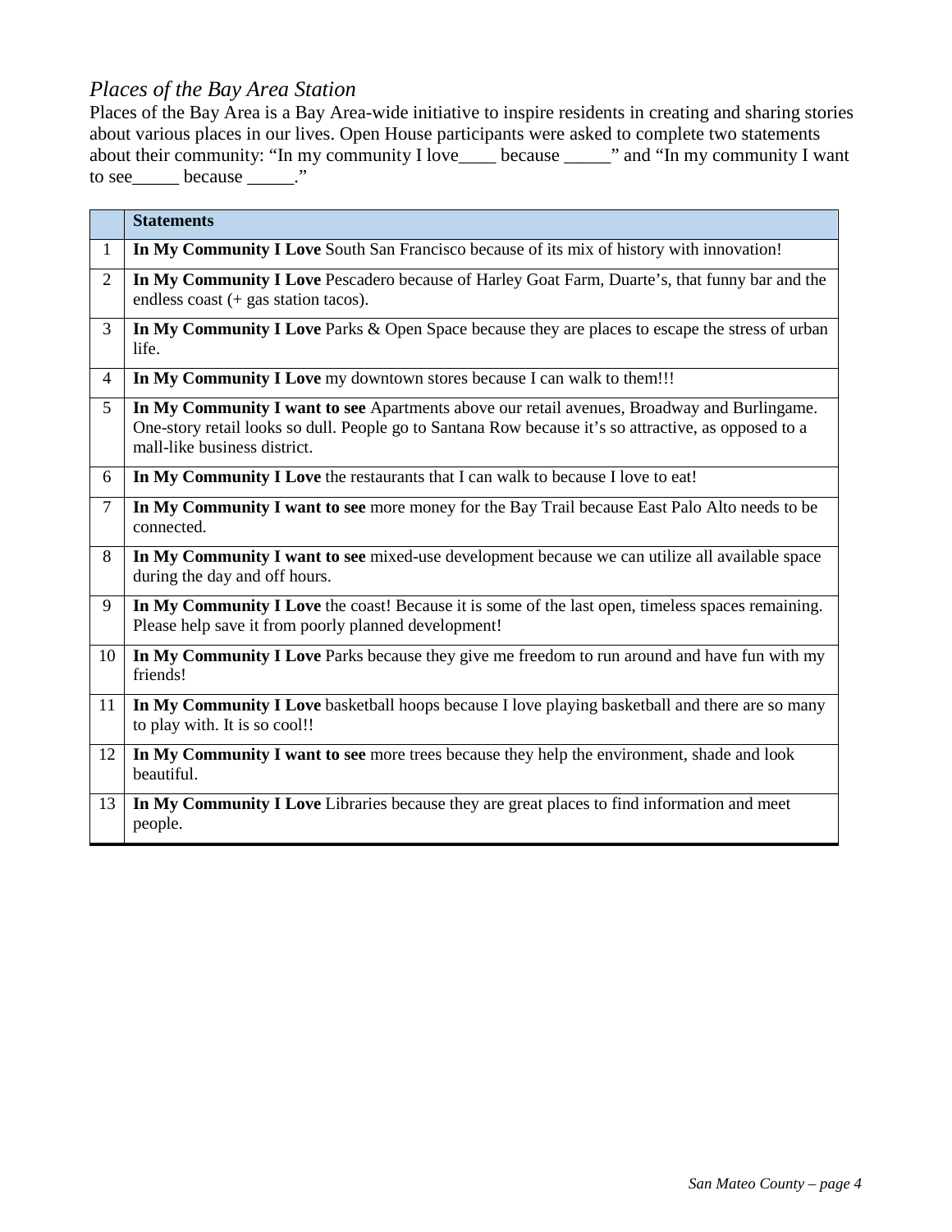## *Places of the Bay Area Station*

Places of the Bay Area is a Bay Area-wide initiative to inspire residents in creating and sharing stories about various places in our lives. Open House participants were asked to complete two statements about their community: "In my community I love____ because _____" and "In my community I want to see_____ because _____."

| | Statements |
|---|---|
| 1 | **In My Community I Love** South San Francisco because of its mix of history with innovation! |
| 2 | **In My Community I Love** Pescadero because of Harley Goat Farm, Duarte's, that funny bar and the endless coast (+ gas station tacos). |
| 3 | **In My Community I Love** Parks & Open Space because they are places to escape the stress of urban life. |
| 4 | **In My Community I Love** my downtown stores because I can walk to them!!! |
| 5 | **In My Community I want to see** Apartments above our retail avenues, Broadway and Burlingame. One-story retail looks so dull. People go to Santana Row because it's so attractive, as opposed to a mall-like business district. |
| 6 | **In My Community I Love** the restaurants that I can walk to because I love to eat! |
| 7 | **In My Community I want to see** more money for the Bay Trail because East Palo Alto needs to be connected. |
| 8 | **In My Community I want to see** mixed-use development because we can utilize all available space during the day and off hours. |
| 9 | **In My Community I Love** the coast! Because it is some of the last open, timeless spaces remaining. Please help save it from poorly planned development! |
| 10 | **In My Community I Love** Parks because they give me freedom to run around and have fun with my friends! |
| 11 | **In My Community I Love** basketball hoops because I love playing basketball and there are so many to play with. It is so cool!! |
| 12 | **In My Community I want to see** more trees because they help the environment, shade and look beautiful. |
| 13 | **In My Community I Love** Libraries because they are great places to find information and meet people. |